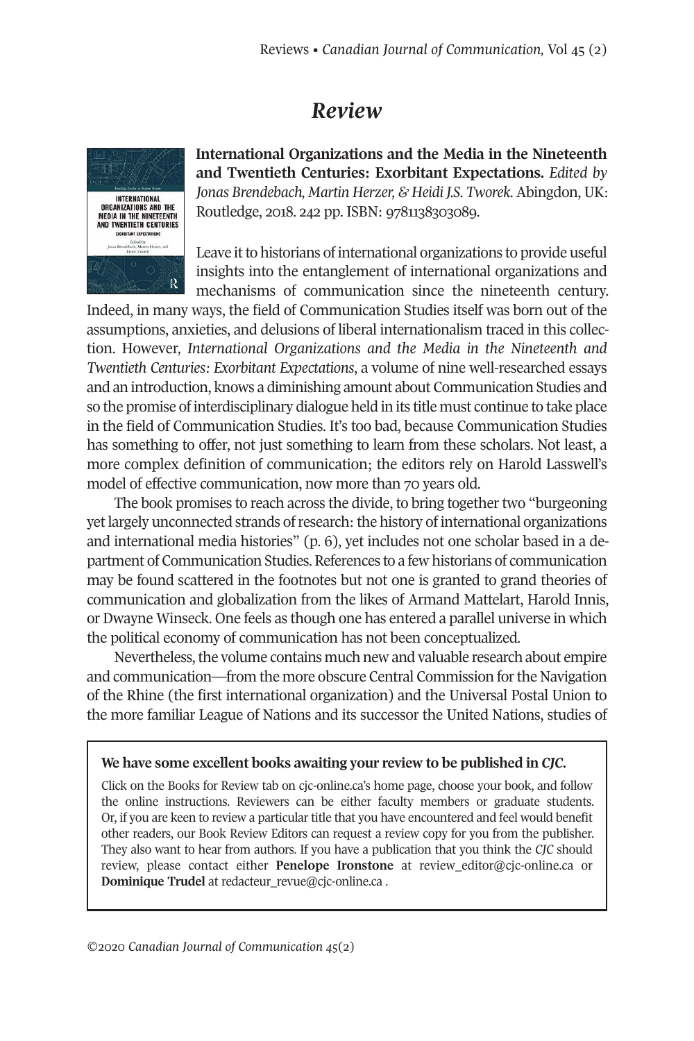# *Review*

**International Organizations and the Media in the Nineteenth and Twentieth Centuries: Exorbitant Expectations.** *Edited by Jonas Brendebach, Martin Herzer, & Heidi J.S. Tworek.* Abingdon, UK: Routledge, 2018. 242 pp. ISBN: 9781138303089.

Leave it to historians of international organizations to provide useful insights into the entanglement of international organizations and mechanisms of communication since the nineteenth century. Indeed, in many ways, the field of Communication Studies itself was born out of the assumptions, anxieties, and delusions of liberal internationalism traced in this collection. However, *International Organizations and the Media in the Nineteenth and Twentieth Centuries: Exorbitant Expectations*, a volume of nine well-researched essays and an introduction, knows a diminishing amount about Communication Studies and so the promise of interdisciplinary dialogue held in its title must continue to take place in the field of Communication Studies. It's too bad, because Communication Studies has something to offer, not just something to learn from these scholars. Not least, a more complex definition of communication; the editors rely on Harold Lasswell's model of effective communication, now more than 70 years old.

The book promises to reach across the divide, to bring together two "burgeoning yet largely unconnected strands of research: the history of international organizations and international media histories" (p. 6), yet includes not one scholar based in a department of Communication Studies. References to a few historians of communication may be found scattered in the footnotes but not one is granted to grand theories of communication and globalization from the likes of Armand Mattelart, Harold Innis, or Dwayne Winseck. One feels as though one has entered a parallel universe in which the political economy of communication has not been conceptualized.

Nevertheless, the volume contains much new and valuable research about empire and communication—from the more obscure Central Commission for the Navigation of the Rhine (the first international organization) and the Universal Postal Union to the more familiar League of Nations and its successor the United Nations, studies of

**We have some excellent books awaiting your review to be published in *CJC*.**

Click on the Books for Review tab on cjc-online.ca's home page, choose your book, and follow the online instructions. Reviewers can be either faculty members or graduate students. Or, if you are keen to review a particular title that you have encountered and feel would benefit other readers, our Book Review Editors can request a review copy for you from the publisher. They also want to hear from authors. If you have a publication that you think the *CJC* should review, please contact either **Penelope Ironstone** at review_editor@cjc-online.ca or **Dominique Trudel** at redacteur_revue@cjc-online.ca .

©2020 *Canadian Journal of Communication 45*(2)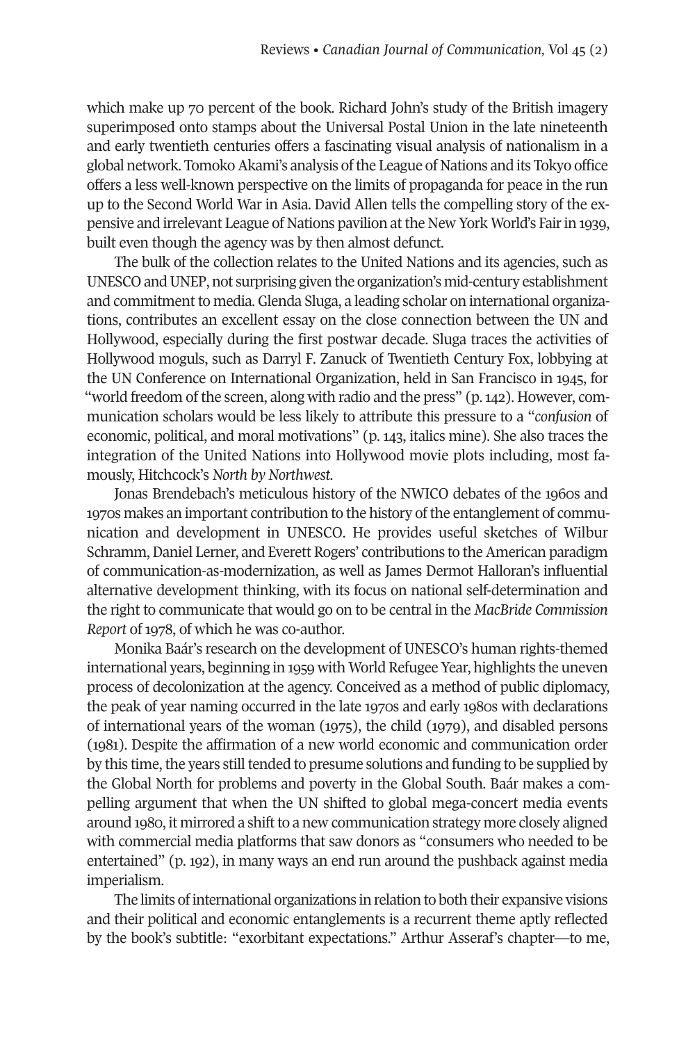which make up 70 percent of the book. Richard John's study of the British imagery superimposed onto stamps about the Universal Postal Union in the late nineteenth and early twentieth centuries offers a fascinating visual analysis of nationalism in a global network. Tomoko Akami's analysis of the League of Nations and its Tokyo office offers a less well-known perspective on the limits of propaganda for peace in the run up to the Second World War in Asia. David Allen tells the compelling story of the expensive and irrelevant League of Nations pavilion at the New York World's Fair in 1939, built even though the agency was by then almost defunct.

The bulk of the collection relates to the United Nations and its agencies, such as UNESCO and UNEP, not surprising given the organization's mid-century establishment and commitment to media. Glenda Sluga, a leading scholar on international organizations, contributes an excellent essay on the close connection between the UN and Hollywood, especially during the first postwar decade. Sluga traces the activities of Hollywood moguls, such as Darryl F. Zanuck of Twentieth Century Fox, lobbying at the UN Conference on International Organization, held in San Francisco in 1945, for "world freedom of the screen, along with radio and the press" (p. 142). However, communication scholars would be less likely to attribute this pressure to a "*confusion* of economic, political, and moral motivations" (p. 143, italics mine). She also traces the integration of the United Nations into Hollywood movie plots including, most famously, Hitchcock's *North by Northwest.*

Jonas Brendebach's meticulous history of the NWICO debates of the 1960s and 1970s makes an important contribution to the history of the entanglement of communication and development in UNESCO. He provides useful sketches of Wilbur Schramm, Daniel Lerner, and Everett Rogers' contributions to the American paradigm of communication-as-modernization, as well as James Dermot Halloran's influential alternative development thinking, with its focus on national self-determination and the right to communicate that would go on to be central in the *MacBride Commission Report* of 1978, of which he was co-author.

Monika Baár's research on the development of UNESCO's human rights-themed international years, beginning in 1959 with World Refugee Year, highlights the uneven process of decolonization at the agency. Conceived as a method of public diplomacy, the peak of year naming occurred in the late 1970s and early 1980s with declarations of international years of the woman (1975), the child (1979), and disabled persons (1981). Despite the affirmation of a new world economic and communication order by this time, the years still tended to presume solutions and funding to be supplied by the Global North for problems and poverty in the Global South. Baár makes a compelling argument that when the UN shifted to global mega-concert media events around 1980, it mirrored a shift to a new communication strategy more closely aligned with commercial media platforms that saw donors as "consumers who needed to be entertained" (p. 192), in many ways an end run around the pushback against media imperialism.

The limits of international organizations in relation to both their expansive visions and their political and economic entanglements is a recurrent theme aptly reflected by the book's subtitle: "exorbitant expectations." Arthur Asseraf's chapter—to me,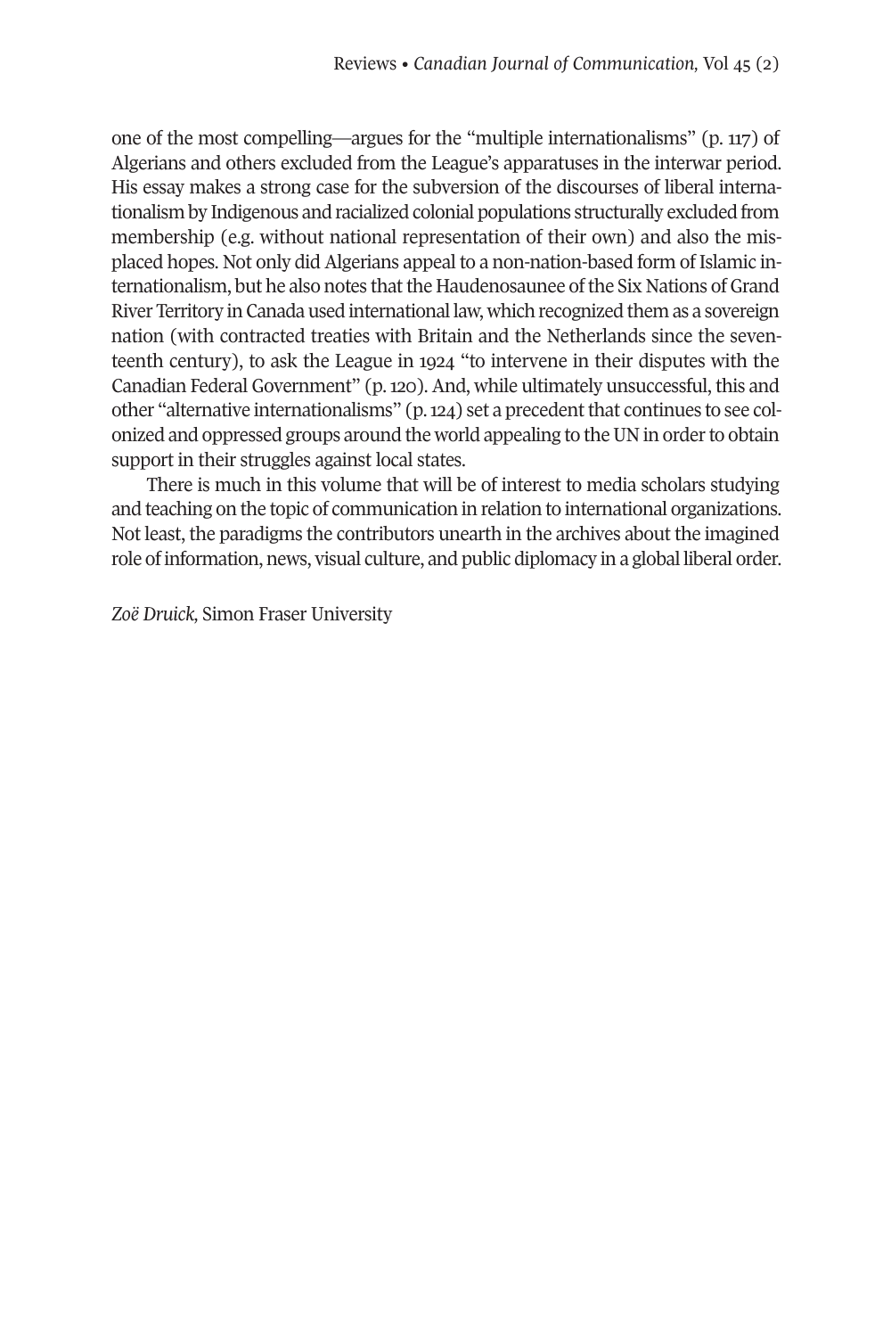one of the most compelling—argues for the "multiple internationalisms" (p. 117) of Algerians and others excluded from the League's apparatuses in the interwar period. His essay makes a strong case for the subversion of the discourses of liberal internationalism by Indigenous and racialized colonial populations structurally excluded from membership (e.g. without national representation of their own) and also the misplaced hopes. Not only did Algerians appeal to a non-nation-based form of Islamic internationalism, but he also notes that the Haudenosaunee of the Six Nations of Grand River Territory in Canada used international law, which recognized them as a sovereign nation (with contracted treaties with Britain and the Netherlands since the seventeenth century), to ask the League in 1924 "to intervene in their disputes with the Canadian Federal Government" (p. 120). And, while ultimately unsuccessful, this and other "alternative internationalisms" (p. 124) set a precedent that continues to see colonized and oppressed groups around the world appealing to the UN in order to obtain support in their struggles against local states.

There is much in this volume that will be of interest to media scholars studying and teaching on the topic of communication in relation to international organizations. Not least, the paradigms the contributors unearth in the archives about the imagined role of information, news, visual culture, and public diplomacy in a global liberal order.

*Zoë Druick,* Simon Fraser University